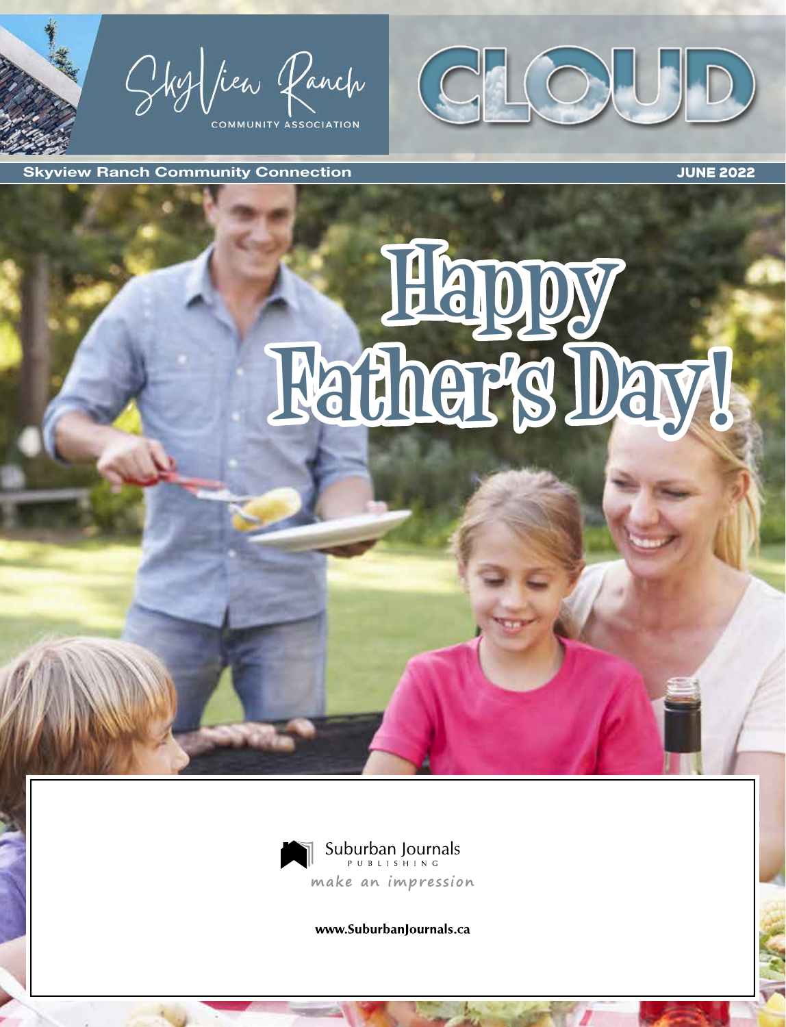SkyView Ranch

COMMUNITY ASSOCIATION

# CLOUD

**Skyview Ranch Community Connection** — **JUNE 2022**

# Happy Father's Day!

Suburban Journals PUBLISHING

*make an impression*

**www.SuburbanJournals.ca**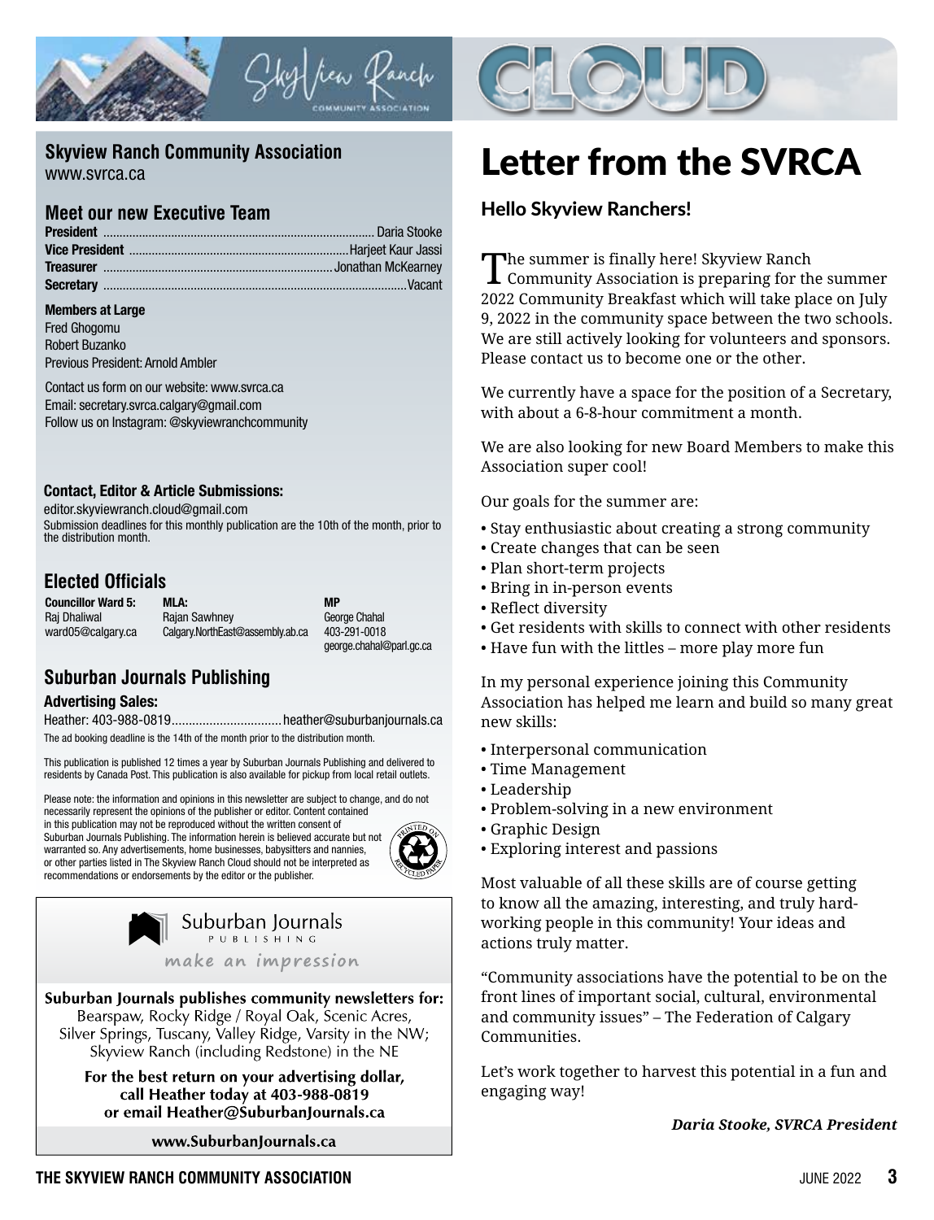## Skyview Ranch Community Association

www.svrca.ca

### Meet our new Executive Team

**President** .................. Daria Stooke
**Vice President** .................. Harjeet Kaur Jassi
**Treasurer** .................. Jonathan McKearney
**Secretary** .................. Vacant

**Members at Large**
Fred Ghogomu
Robert Buzanko
Previous President: Arnold Ambler

Contact us form on our website: www.svrca.ca
Email: secretary.svrca.calgary@gmail.com
Follow us on Instagram: @skyviewranchcommunity

**Contact, Editor & Article Submissions:**
editor.skyviewranch.cloud@gmail.com
Submission deadlines for this monthly publication are the 10th of the month, prior to the distribution month.

### Elected Officials

| Councillor Ward 5: | MLA: | MP |
|---|---|---|
| Raj Dhaliwal | Rajan Sawhney | George Chahal |
| ward05@calgary.ca | Calgary.NorthEast@assembly.ab.ca | 403-291-0018 |
| | | george.chahal@parl.gc.ca |

### Suburban Journals Publishing

**Advertising Sales:**
Heather: 403-988-0819 .................. heather@suburbanjournals.ca

The ad booking deadline is the 14th of the month prior to the distribution month.

This publication is published 12 times a year by Suburban Journals Publishing and delivered to residents by Canada Post. This publication is also available for pickup from local retail outlets.

Please note: the information and opinions in this newsletter are subject to change, and do not necessarily represent the opinions of the publisher or editor. Content contained in this publication may not be reproduced without the written consent of Suburban Journals Publishing. The information herein is believed accurate but not warranted so. Any advertisements, home businesses, babysitters and nannies, or other parties listed in The Skyview Ranch Cloud should not be interpreted as recommendations or endorsements by the editor or the publisher.

Suburban Journals PUBLISHING
make an impression

**Suburban Journals publishes community newsletters for:**
Bearspaw, Rocky Ridge / Royal Oak, Scenic Acres, Silver Springs, Tuscany, Valley Ridge, Varsity in the NW; Skyview Ranch (including Redstone) in the NE

**For the best return on your advertising dollar, call Heather today at 403-988-0819 or email Heather@SuburbanJournals.ca**

**www.SuburbanJournals.ca**

# Letter from the SVRCA

### Hello Skyview Ranchers!

The summer is finally here! Skyview Ranch Community Association is preparing for the summer 2022 Community Breakfast which will take place on July 9, 2022 in the community space between the two schools. We are still actively looking for volunteers and sponsors. Please contact us to become one or the other.

We currently have a space for the position of a Secretary, with about a 6-8-hour commitment a month.

We are also looking for new Board Members to make this Association super cool!

Our goals for the summer are:

- Stay enthusiastic about creating a strong community
- Create changes that can be seen
- Plan short-term projects
- Bring in in-person events
- Reflect diversity
- Get residents with skills to connect with other residents
- Have fun with the littles – more play more fun

In my personal experience joining this Community Association has helped me learn and build so many great new skills:

- Interpersonal communication
- Time Management
- Leadership
- Problem-solving in a new environment
- Graphic Design
- Exploring interest and passions

Most valuable of all these skills are of course getting to know all the amazing, interesting, and truly hard-working people in this community! Your ideas and actions truly matter.

"Community associations have the potential to be on the front lines of important social, cultural, environmental and community issues" – The Federation of Calgary Communities.

Let's work together to harvest this potential in a fun and engaging way!

***Daria Stooke, SVRCA President***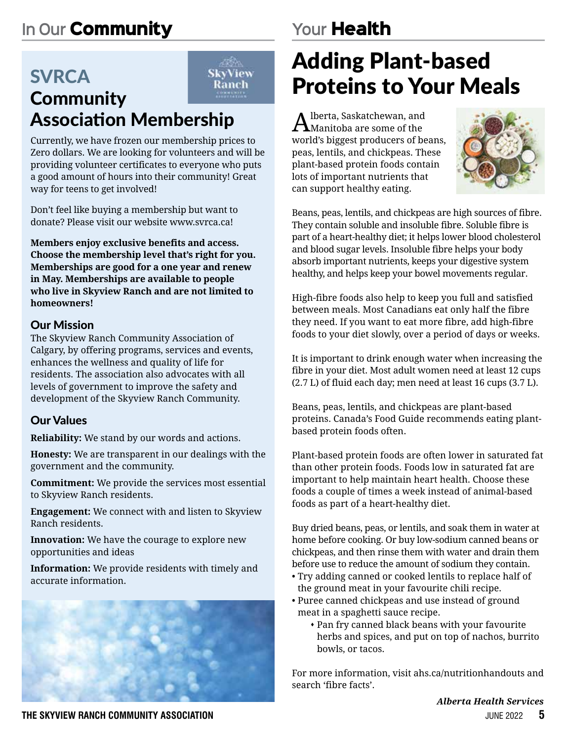# In Our Community

## SVRCA Community Association Membership

Currently, we have frozen our membership prices to Zero dollars. We are looking for volunteers and will be providing volunteer certificates to everyone who puts a good amount of hours into their community! Great way for teens to get involved!

Don't feel like buying a membership but want to donate? Please visit our website www.svrca.ca!

**Members enjoy exclusive benefits and access. Choose the membership level that's right for you. Memberships are good for a one year and renew in May. Memberships are available to people who live in Skyview Ranch and are not limited to homeowners!**

### Our Mission

The Skyview Ranch Community Association of Calgary, by offering programs, services and events, enhances the wellness and quality of life for residents. The association also advocates with all levels of government to improve the safety and development of the Skyview Ranch Community.

### Our Values

**Reliability:** We stand by our words and actions.

**Honesty:** We are transparent in our dealings with the government and the community.

**Commitment:** We provide the services most essential to Skyview Ranch residents.

**Engagement:** We connect with and listen to Skyview Ranch residents.

**Innovation:** We have the courage to explore new opportunities and ideas

**Information:** We provide residents with timely and accurate information.

# Your Health

## Adding Plant-based Proteins to Your Meals

Alberta, Saskatchewan, and Manitoba are some of the world's biggest producers of beans, peas, lentils, and chickpeas. These plant-based protein foods contain lots of important nutrients that can support healthy eating.

Beans, peas, lentils, and chickpeas are high sources of fibre. They contain soluble and insoluble fibre. Soluble fibre is part of a heart-healthy diet; it helps lower blood cholesterol and blood sugar levels. Insoluble fibre helps your body absorb important nutrients, keeps your digestive system healthy, and helps keep your bowel movements regular.

High-fibre foods also help to keep you full and satisfied between meals. Most Canadians eat only half the fibre they need. If you want to eat more fibre, add high-fibre foods to your diet slowly, over a period of days or weeks.

It is important to drink enough water when increasing the fibre in your diet. Most adult women need at least 12 cups (2.7 L) of fluid each day; men need at least 16 cups (3.7 L).

Beans, peas, lentils, and chickpeas are plant-based proteins. Canada's Food Guide recommends eating plant-based protein foods often.

Plant-based protein foods are often lower in saturated fat than other protein foods. Foods low in saturated fat are important to help maintain heart health. Choose these foods a couple of times a week instead of animal-based foods as part of a heart-healthy diet.

Buy dried beans, peas, or lentils, and soak them in water at home before cooking. Or buy low-sodium canned beans or chickpeas, and then rinse them with water and drain them before use to reduce the amount of sodium they contain.

- Try adding canned or cooked lentils to replace half of the ground meat in your favourite chili recipe.
- Puree canned chickpeas and use instead of ground meat in a spaghetti sauce recipe.
    - Pan fry canned black beans with your favourite herbs and spices, and put on top of nachos, burrito bowls, or tacos.

For more information, visit ahs.ca/nutritionhandouts and search 'fibre facts'.

***Alberta Health Services***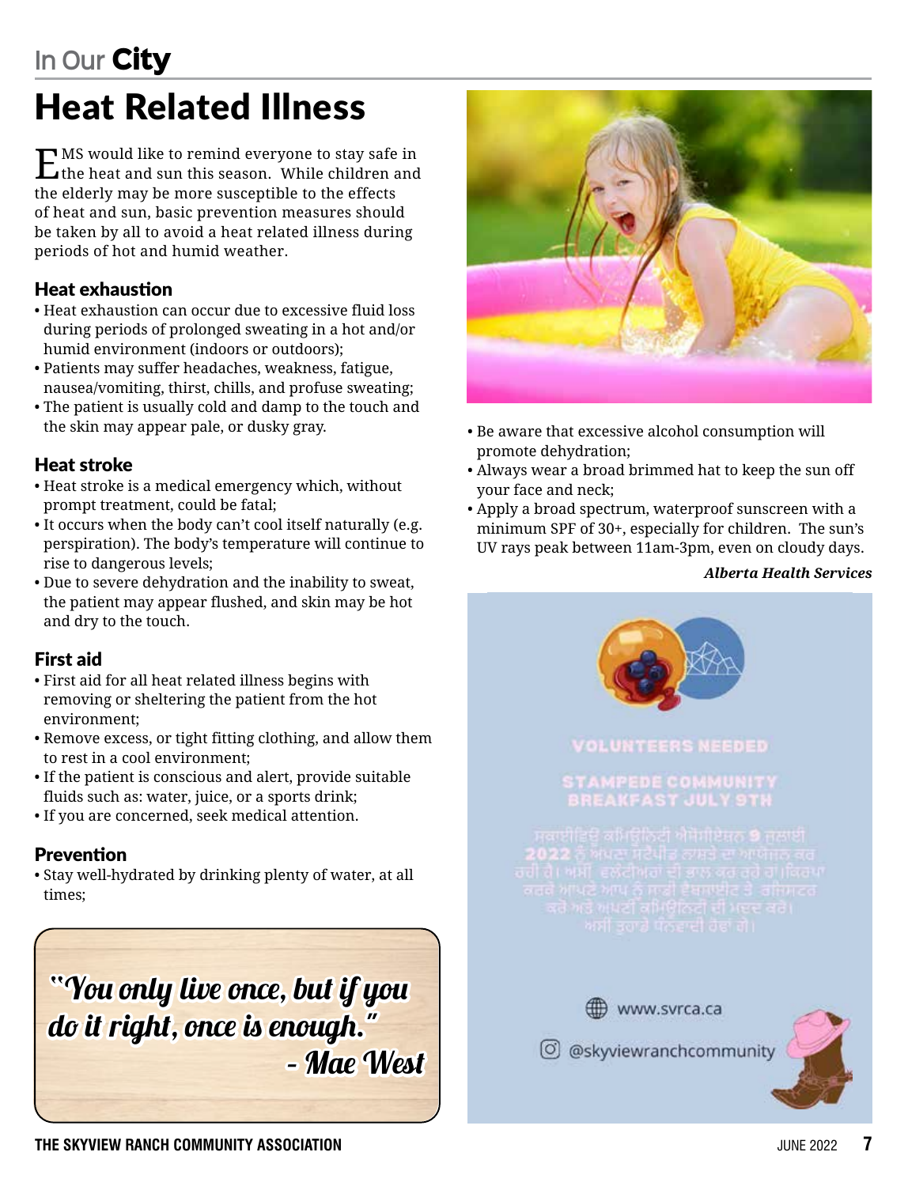# Heat Related Illness

EMS would like to remind everyone to stay safe in the heat and sun this season. While children and the elderly may be more susceptible to the effects of heat and sun, basic prevention measures should be taken by all to avoid a heat related illness during periods of hot and humid weather.

## Heat exhaustion

- Heat exhaustion can occur due to excessive fluid loss during periods of prolonged sweating in a hot and/or humid environment (indoors or outdoors);
- Patients may suffer headaches, weakness, fatigue, nausea/vomiting, thirst, chills, and profuse sweating;
- The patient is usually cold and damp to the touch and the skin may appear pale, or dusky gray.

## Heat stroke

- Heat stroke is a medical emergency which, without prompt treatment, could be fatal;
- It occurs when the body can't cool itself naturally (e.g. perspiration). The body's temperature will continue to rise to dangerous levels;
- Due to severe dehydration and the inability to sweat, the patient may appear flushed, and skin may be hot and dry to the touch.

## First aid

- First aid for all heat related illness begins with removing or sheltering the patient from the hot environment;
- Remove excess, or tight fitting clothing, and allow them to rest in a cool environment;
- If the patient is conscious and alert, provide suitable fluids such as: water, juice, or a sports drink;
- If you are concerned, seek medical attention.

## Prevention

- Stay well-hydrated by drinking plenty of water, at all times;
- Be aware that excessive alcohol consumption will promote dehydration;
- Always wear a broad brimmed hat to keep the sun off your face and neck;
- Apply a broad spectrum, waterproof sunscreen with a minimum SPF of 30+, especially for children. The sun's UV rays peak between 11am-3pm, even on cloudy days.

***Alberta Health Services***

"You only live once, but if you do it right, once is enough."
- Mae West

VOLUNTEERS NEEDED

STAMPEDE COMMUNITY BREAKFAST JULY 9TH

ਸਕਾਈਵਿਊ ਕਮਿਊਨਿਟੀ ਐਸੋਸੀਏਸ਼ਨ 9 ਜੁਲਾਈ 2022 ਨੂੰ ਆਪਣਾ ਸਟੈਂਪੀਡ ਨਾਸ਼ਤੇ ਦਾ ਆਯੋਜਨ ਕਰ ਰਹੀ ਹੈ। ਅਸੀਂ ਵਲੰਟੀਅਰਾਂ ਦੀ ਭਾਲ ਕਰ ਰਹੇ ਹਾਂ। ਕਿਰਪਾ ਕਰਕੇ ਆਪਣੇ ਆਪ ਨੂੰ ਸਾਡੀ ਵੈਬਸਾਈਟ ਤੇ ਰਜਿਸਟਰ ਕਰੋ ਅਤੇ ਆਪਣੀ ਕਮਿਊਨਿਟੀ ਦੀ ਮਦਦ ਕਰੋ। ਅਸੀਂ ਤੁਹਾਡੇ ਧੰਨਵਾਦੀ ਹੋਵਾਂਗੇ।

www.svrca.ca

@skyviewranchcommunity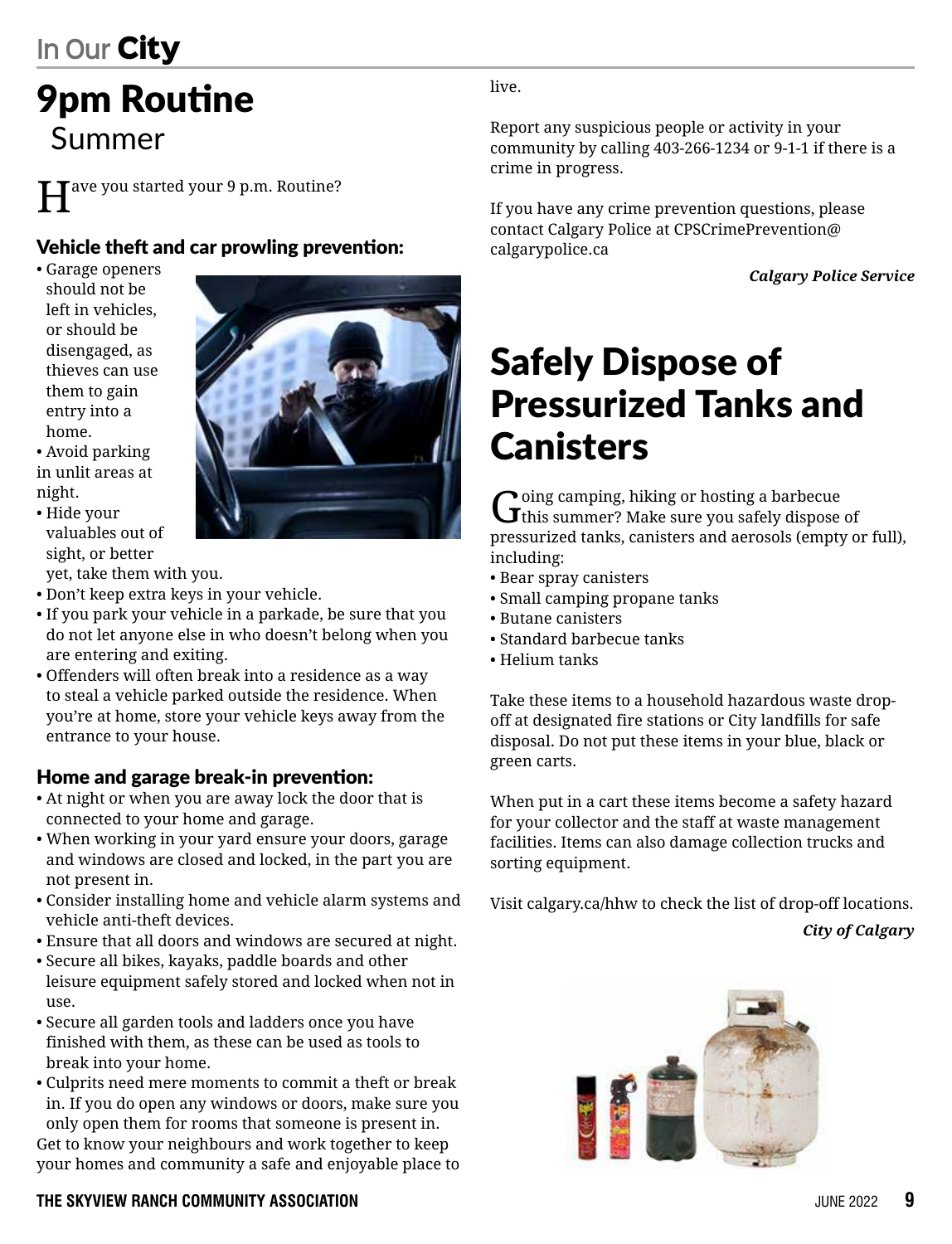# 9pm Routine

## Summer

Have you started your 9 p.m. Routine?

### Vehicle theft and car prowling prevention:

- Garage openers should not be left in vehicles, or should be disengaged, as thieves can use them to gain entry into a home.
- Avoid parking in unlit areas at night.
- Hide your valuables out of sight, or better yet, take them with you.
- Don't keep extra keys in your vehicle.
- If you park your vehicle in a parkade, be sure that you do not let anyone else in who doesn't belong when you are entering and exiting.
- Offenders will often break into a residence as a way to steal a vehicle parked outside the residence. When you're at home, store your vehicle keys away from the entrance to your house.

### Home and garage break-in prevention:

- At night or when you are away lock the door that is connected to your home and garage.
- When working in your yard ensure your doors, garage and windows are closed and locked, in the part you are not present in.
- Consider installing home and vehicle alarm systems and vehicle anti-theft devices.
- Ensure that all doors and windows are secured at night.
- Secure all bikes, kayaks, paddle boards and other leisure equipment safely stored and locked when not in use.
- Secure all garden tools and ladders once you have finished with them, as these can be used as tools to break into your home.
- Culprits need mere moments to commit a theft or break in. If you do open any windows or doors, make sure you only open them for rooms that someone is present in.

Get to know your neighbours and work together to keep your homes and community a safe and enjoyable place to live.

Report any suspicious people or activity in your community by calling 403-266-1234 or 9-1-1 if there is a crime in progress.

If you have any crime prevention questions, please contact Calgary Police at CPSCrimePrevention@calgarypolice.ca

***Calgary Police Service***

# Safely Dispose of Pressurized Tanks and Canisters

Going camping, hiking or hosting a barbecue this summer? Make sure you safely dispose of pressurized tanks, canisters and aerosols (empty or full), including:

- Bear spray canisters
- Small camping propane tanks
- Butane canisters
- Standard barbecue tanks
- Helium tanks

Take these items to a household hazardous waste drop-off at designated fire stations or City landfills for safe disposal. Do not put these items in your blue, black or green carts.

When put in a cart these items become a safety hazard for your collector and the staff at waste management facilities. Items can also damage collection trucks and sorting equipment.

Visit calgary.ca/hhw to check the list of drop-off locations.

***City of Calgary***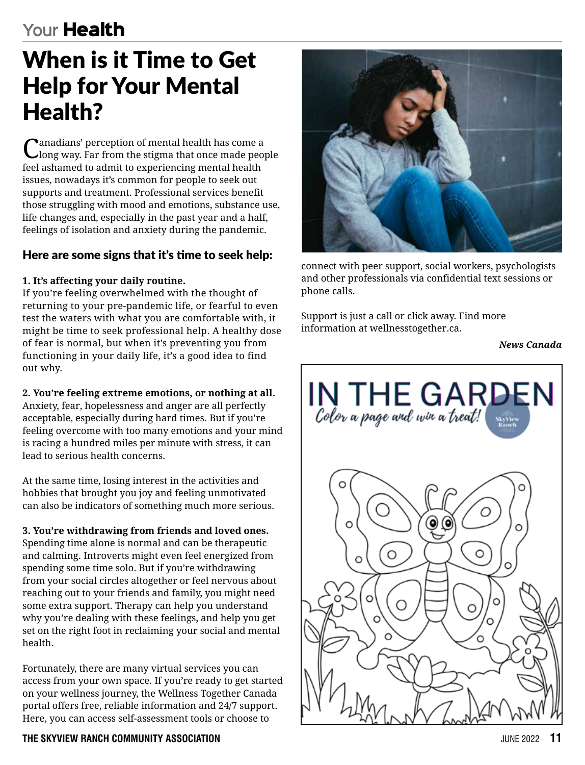# When is it Time to Get Help for Your Mental Health?

Canadians' perception of mental health has come a long way. Far from the stigma that once made people feel ashamed to admit to experiencing mental health issues, nowadays it's common for people to seek out supports and treatment. Professional services benefit those struggling with mood and emotions, substance use, life changes and, especially in the past year and a half, feelings of isolation and anxiety during the pandemic.

## Here are some signs that it's time to seek help:

**1. It's affecting your daily routine.**
If you're feeling overwhelmed with the thought of returning to your pre-pandemic life, or fearful to even test the waters with what you are comfortable with, it might be time to seek professional help. A healthy dose of fear is normal, but when it's preventing you from functioning in your daily life, it's a good idea to find out why.

**2. You're feeling extreme emotions, or nothing at all.**
Anxiety, fear, hopelessness and anger are all perfectly acceptable, especially during hard times. But if you're feeling overcome with too many emotions and your mind is racing a hundred miles per minute with stress, it can lead to serious health concerns.

At the same time, losing interest in the activities and hobbies that brought you joy and feeling unmotivated can also be indicators of something much more serious.

**3. You're withdrawing from friends and loved ones.**
Spending time alone is normal and can be therapeutic and calming. Introverts might even feel energized from spending some time solo. But if you're withdrawing from your social circles altogether or feel nervous about reaching out to your friends and family, you might need some extra support. Therapy can help you understand why you're dealing with these feelings, and help you get set on the right foot in reclaiming your social and mental health.

Fortunately, there are many virtual services you can access from your own space. If you're ready to get started on your wellness journey, the Wellness Together Canada portal offers free, reliable information and 24/7 support. Here, you can access self-assessment tools or choose to connect with peer support, social workers, psychologists and other professionals via confidential text sessions or phone calls.

Support is just a call or click away. Find more information at wellnesstogether.ca.

***News Canada***

# IN THE GARDEN

*Color a page and win a treat!*

SkyView Ranch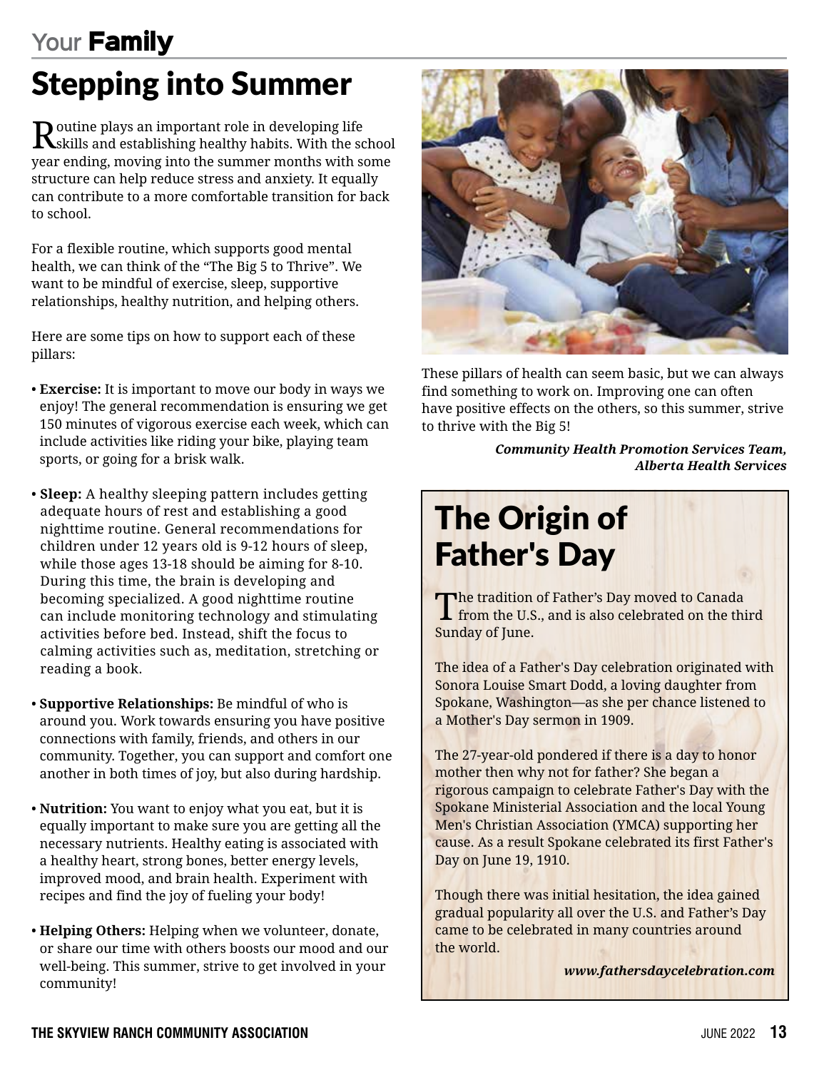Your **Family**

# Stepping into Summer

Routine plays an important role in developing life skills and establishing healthy habits. With the school year ending, moving into the summer months with some structure can help reduce stress and anxiety. It equally can contribute to a more comfortable transition for back to school.

For a flexible routine, which supports good mental health, we can think of the "The Big 5 to Thrive". We want to be mindful of exercise, sleep, supportive relationships, healthy nutrition, and helping others.

Here are some tips on how to support each of these pillars:

- **Exercise:** It is important to move our body in ways we enjoy! The general recommendation is ensuring we get 150 minutes of vigorous exercise each week, which can include activities like riding your bike, playing team sports, or going for a brisk walk.
- **Sleep:** A healthy sleeping pattern includes getting adequate hours of rest and establishing a good nighttime routine. General recommendations for children under 12 years old is 9-12 hours of sleep, while those ages 13-18 should be aiming for 8-10. During this time, the brain is developing and becoming specialized. A good nighttime routine can include monitoring technology and stimulating activities before bed. Instead, shift the focus to calming activities such as, meditation, stretching or reading a book.
- **Supportive Relationships:** Be mindful of who is around you. Work towards ensuring you have positive connections with family, friends, and others in our community. Together, you can support and comfort one another in both times of joy, but also during hardship.
- **Nutrition:** You want to enjoy what you eat, but it is equally important to make sure you are getting all the necessary nutrients. Healthy eating is associated with a healthy heart, strong bones, better energy levels, improved mood, and brain health. Experiment with recipes and find the joy of fueling your body!
- **Helping Others:** Helping when we volunteer, donate, or share our time with others boosts our mood and our well-being. This summer, strive to get involved in your community!

These pillars of health can seem basic, but we can always find something to work on. Improving one can often have positive effects on the others, so this summer, strive to thrive with the Big 5!

***Community Health Promotion Services Team, Alberta Health Services***

## The Origin of Father's Day

The tradition of Father's Day moved to Canada from the U.S., and is also celebrated on the third Sunday of June.

The idea of a Father's Day celebration originated with Sonora Louise Smart Dodd, a loving daughter from Spokane, Washington—as she per chance listened to a Mother's Day sermon in 1909.

The 27-year-old pondered if there is a day to honor mother then why not for father? She began a rigorous campaign to celebrate Father's Day with the Spokane Ministerial Association and the local Young Men's Christian Association (YMCA) supporting her cause. As a result Spokane celebrated its first Father's Day on June 19, 1910.

Though there was initial hesitation, the idea gained gradual popularity all over the U.S. and Father's Day came to be celebrated in many countries around the world.

***www.fathersdaycelebration.com***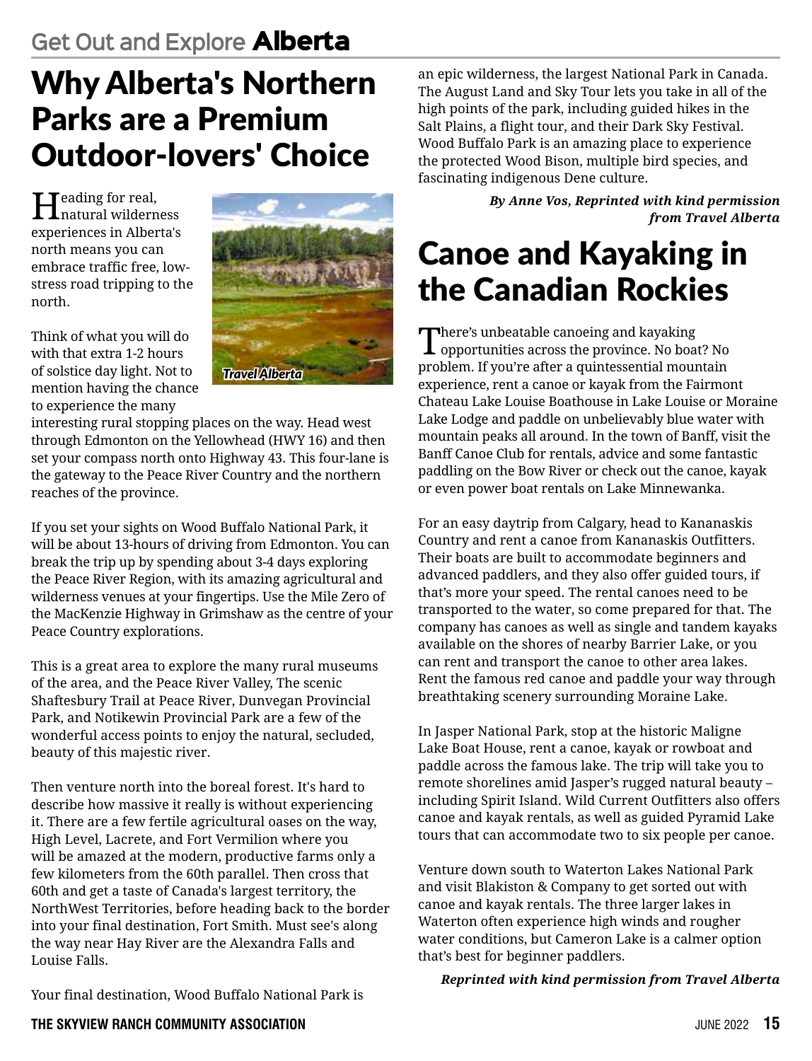Get Out and Explore **Alberta**

# Why Alberta's Northern Parks are a Premium Outdoor-lovers' Choice

Heading for real, natural wilderness experiences in Alberta's north means you can embrace traffic free, low-stress road tripping to the north.

Travel Alberta

Think of what you will do with that extra 1-2 hours of solstice day light. Not to mention having the chance to experience the many interesting rural stopping places on the way. Head west through Edmonton on the Yellowhead (HWY 16) and then set your compass north onto Highway 43. This four-lane is the gateway to the Peace River Country and the northern reaches of the province.

If you set your sights on Wood Buffalo National Park, it will be about 13-hours of driving from Edmonton. You can break the trip up by spending about 3-4 days exploring the Peace River Region, with its amazing agricultural and wilderness venues at your fingertips. Use the Mile Zero of the MacKenzie Highway in Grimshaw as the centre of your Peace Country explorations.

This is a great area to explore the many rural museums of the area, and the Peace River Valley, The scenic Shaftesbury Trail at Peace River, Dunvegan Provincial Park, and Notikewin Provincial Park are a few of the wonderful access points to enjoy the natural, secluded, beauty of this majestic river.

Then venture north into the boreal forest. It's hard to describe how massive it really is without experiencing it. There are a few fertile agricultural oases on the way, High Level, Lacrete, and Fort Vermilion where you will be amazed at the modern, productive farms only a few kilometers from the 60th parallel. Then cross that 60th and get a taste of Canada's largest territory, the NorthWest Territories, before heading back to the border into your final destination, Fort Smith. Must see's along the way near Hay River are the Alexandra Falls and Louise Falls.

Your final destination, Wood Buffalo National Park is an epic wilderness, the largest National Park in Canada. The August Land and Sky Tour lets you take in all of the high points of the park, including guided hikes in the Salt Plains, a flight tour, and their Dark Sky Festival. Wood Buffalo Park is an amazing place to experience the protected Wood Bison, multiple bird species, and fascinating indigenous Dene culture.

***By Anne Vos, Reprinted with kind permission from Travel Alberta***

# Canoe and Kayaking in the Canadian Rockies

There's unbeatable canoeing and kayaking opportunities across the province. No boat? No problem. If you're after a quintessential mountain experience, rent a canoe or kayak from the Fairmont Chateau Lake Louise Boathouse in Lake Louise or Moraine Lake Lodge and paddle on unbelievably blue water with mountain peaks all around. In the town of Banff, visit the Banff Canoe Club for rentals, advice and some fantastic paddling on the Bow River or check out the canoe, kayak or even power boat rentals on Lake Minnewanka.

For an easy daytrip from Calgary, head to Kananaskis Country and rent a canoe from Kananaskis Outfitters. Their boats are built to accommodate beginners and advanced paddlers, and they also offer guided tours, if that's more your speed. The rental canoes need to be transported to the water, so come prepared for that. The company has canoes as well as single and tandem kayaks available on the shores of nearby Barrier Lake, or you can rent and transport the canoe to other area lakes. Rent the famous red canoe and paddle your way through breathtaking scenery surrounding Moraine Lake.

In Jasper National Park, stop at the historic Maligne Lake Boat House, rent a canoe, kayak or rowboat and paddle across the famous lake. The trip will take you to remote shorelines amid Jasper's rugged natural beauty – including Spirit Island. Wild Current Outfitters also offers canoe and kayak rentals, as well as guided Pyramid Lake tours that can accommodate two to six people per canoe.

Venture down south to Waterton Lakes National Park and visit Blakiston & Company to get sorted out with canoe and kayak rentals. The three larger lakes in Waterton often experience high winds and rougher water conditions, but Cameron Lake is a calmer option that's best for beginner paddlers.

***Reprinted with kind permission from Travel Alberta***